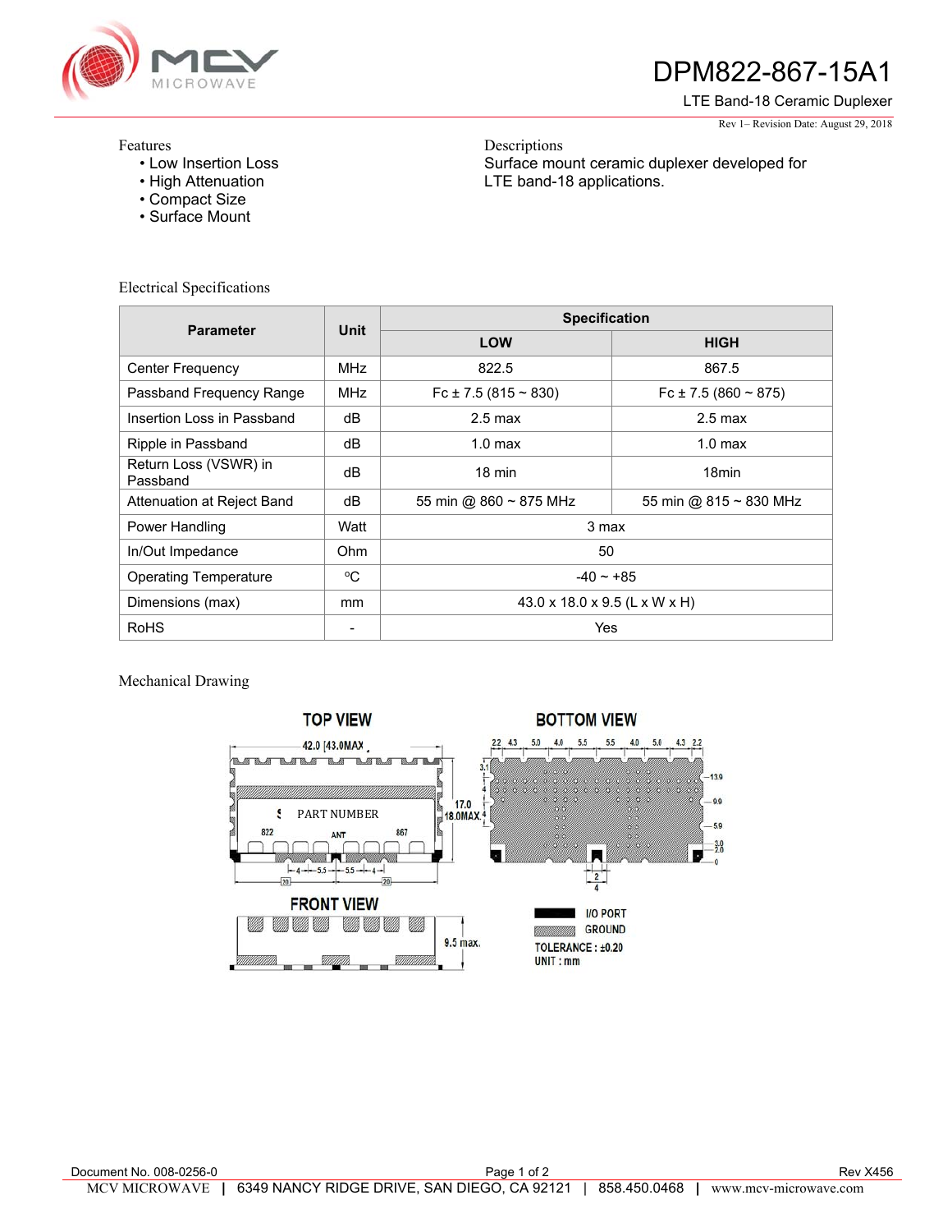# DPM822-867-15A1

LTE Band-18 Ceramic Duplexer

Rev 1– Revision Date: August 29, 2018

Features
- Low Insertion Loss
- High Attenuation
- Compact Size
- Surface Mount

Descriptions

Surface mount ceramic duplexer developed for LTE band-18 applications.

## Electrical Specifications

| Parameter | Unit | Specification | |
|---|---|---|---|
| | | LOW | HIGH |
| Center Frequency | MHz | 822.5 | 867.5 |
| Passband Frequency Range | MHz | Fc ± 7.5 (815 ~ 830) | Fc ± 7.5 (860 ~ 875) |
| Insertion Loss in Passband | dB | 2.5 max | 2.5 max |
| Ripple in Passband | dB | 1.0 max | 1.0 max |
| Return Loss (VSWR) in Passband | dB | 18 min | 18min |
| Attenuation at Reject Band | dB | 55 min @ 860 ~ 875 MHz | 55 min @ 815 ~ 830 MHz |
| Power Handling | Watt | 3 max | |
| In/Out Impedance | Ohm | 50 | |
| Operating Temperature | °C | -40 ~ +85 | |
| Dimensions (max) | mm | 43.0 x 18.0 x 9.5 (L x W x H) | |
| RoHS | - | Yes | |

## Mechanical Drawing

TOP VIEW

42.0 [43.0MAX]

17.0 [18.0MAX]

PART NUMBER

822 ANT 867

4 5.5 5.5 4

20 20

BOTTOM VIEW

2.2 4.3 5.0 4.0 5.5 5.5 4.0 5.0 4.3 2.2

3.1

13.9

9.9

5.9

3.0 2.0 0

2

4

FRONT VIEW

9.5 max.

I/O PORT

GROUND

TOLERANCE : ±0.20

UNIT : mm

Document No. 008-0256-0

Rev X456

MCV MICROWAVE | 6349 NANCY RIDGE DRIVE, SAN DIEGO, CA 92121 | 858.450.0468 | www.mcv-microwave.com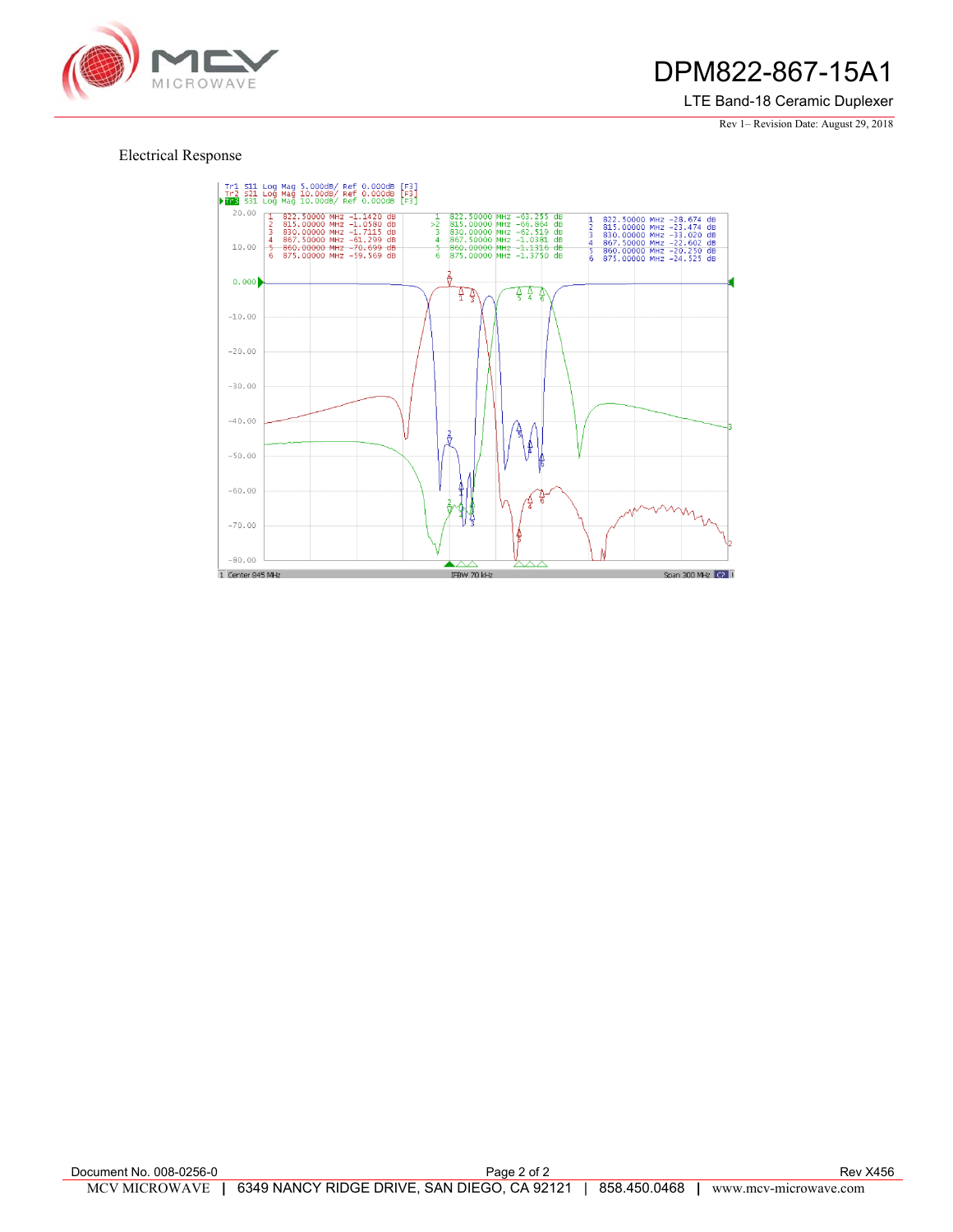# DPM822-867-15A1

LTE Band-18 Ceramic Duplexer

Rev 1– Revision Date: August 29, 2018

Electrical Response

Tr1 S11 Log Mag 5.000dB/ Ref 0.000dB [F3]
Tr2 S21 Log Mag 10.00dB/ Ref 0.000dB [F3]
Tr3 S31 Log Mag 10.00dB/ Ref 0.000dB [F3]

1 822.50000 MHz -1.1420 dB
2 815.00000 MHz -1.0580 dB
3 830.00000 MHz -1.7115 dB
4 867.50000 MHz -61.299 dB
5 860.00000 MHz -70.699 dB
6 875.00000 MHz -59.569 dB

1 822.50000 MHz -63.255 dB
>2 815.00000 MHz -66.864 dB
3 830.00000 MHz -62.519 dB
4 867.50000 MHz -1.0381 dB
5 860.00000 MHz -1.1316 dB
6 875.00000 MHz -1.3750 dB

1 822.50000 MHz -28.674 dB
2 815.00000 MHz -23.474 dB
3 830.00000 MHz -33.020 dB
4 867.50000 MHz -22.602 dB
5 860.00000 MHz -20.250 dB
6 875.00000 MHz -24.525 dB

20.00
10.00
0.000
-10.00
-20.00
-30.00
-40.00
-50.00
-60.00
-70.00
-80.00

1 Center 845 MHz IFBW 70 kHz Span 300 MHz

Document No. 008-0256-0 Rev X456

MCV MICROWAVE | 6349 NANCY RIDGE DRIVE, SAN DIEGO, CA 92121 | 858.450.0468 | www.mcv-microwave.com